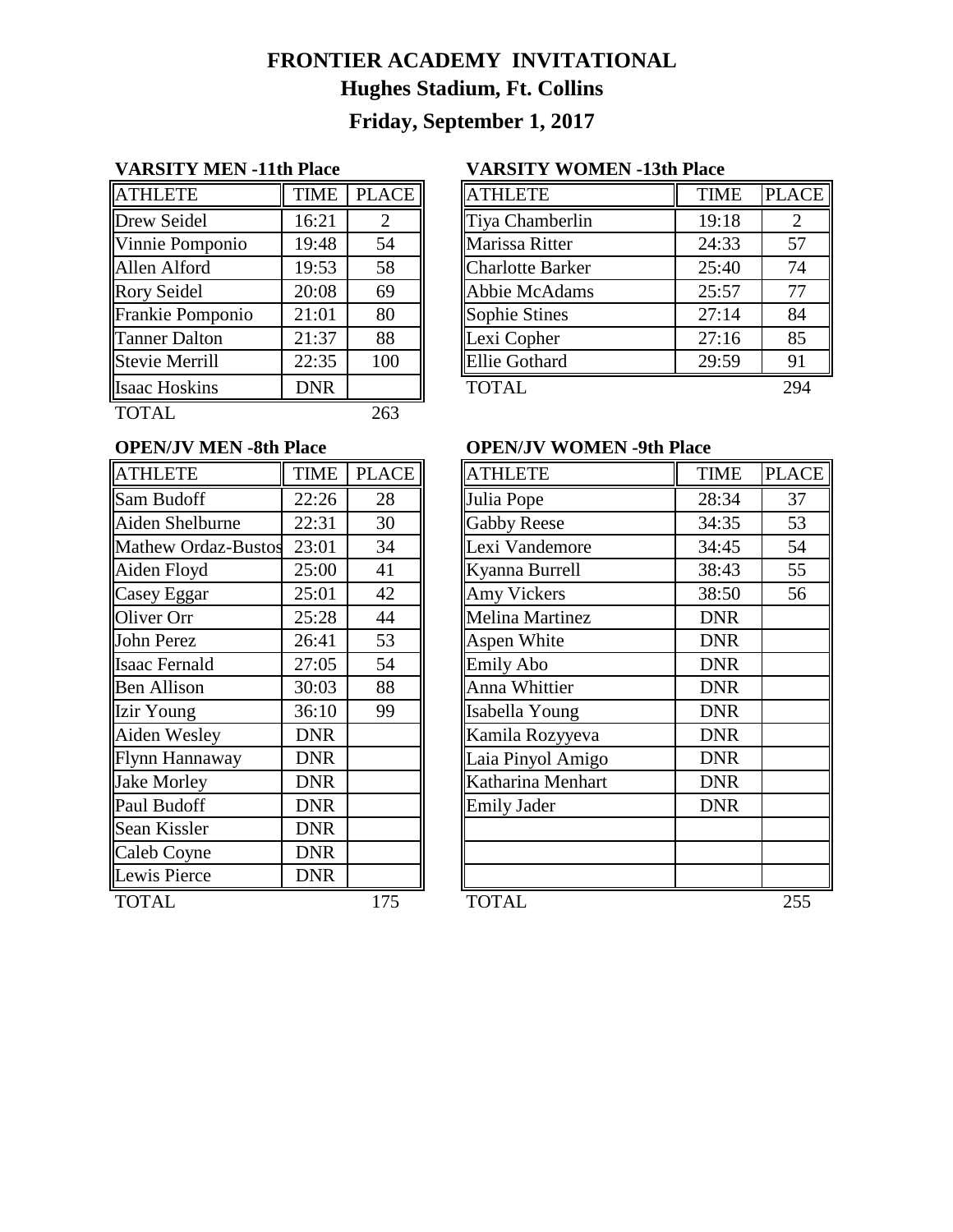# FRONTIER ACADEMY INVITATIONAL

## Hughes Stadium, Ft. Collins

## Friday, September 1, 2017

### VARSITY MEN -11th Place

| ATHLETE | TIME | PLACE |
|---|---|---|
| Drew Seidel | 16:21 | 2 |
| Vinnie Pomponio | 19:48 | 54 |
| Allen Alford | 19:53 | 58 |
| Rory Seidel | 20:08 | 69 |
| Frankie Pomponio | 21:01 | 80 |
| Tanner Dalton | 21:37 | 88 |
| Stevie Merrill | 22:35 | 100 |
| Isaac Hoskins | DNR | |
| TOTAL | | 263 |

### VARSITY WOMEN -13th Place

| ATHLETE | TIME | PLACE |
|---|---|---|
| Tiya Chamberlin | 19:18 | 2 |
| Marissa Ritter | 24:33 | 57 |
| Charlotte Barker | 25:40 | 74 |
| Abbie McAdams | 25:57 | 77 |
| Sophie Stines | 27:14 | 84 |
| Lexi Copher | 27:16 | 85 |
| Ellie Gothard | 29:59 | 91 |
| TOTAL | | 294 |

### OPEN/JV MEN -8th Place

| ATHLETE | TIME | PLACE |
|---|---|---|
| Sam Budoff | 22:26 | 28 |
| Aiden Shelburne | 22:31 | 30 |
| Mathew Ordaz-Bustos | 23:01 | 34 |
| Aiden Floyd | 25:00 | 41 |
| Casey Eggar | 25:01 | 42 |
| Oliver Orr | 25:28 | 44 |
| John Perez | 26:41 | 53 |
| Isaac Fernald | 27:05 | 54 |
| Ben Allison | 30:03 | 88 |
| Izir Young | 36:10 | 99 |
| Aiden Wesley | DNR | |
| Flynn Hannaway | DNR | |
| Jake Morley | DNR | |
| Paul Budoff | DNR | |
| Sean Kissler | DNR | |
| Caleb Coyne | DNR | |
| Lewis Pierce | DNR | |
| TOTAL | | 175 |

### OPEN/JV WOMEN -9th Place

| ATHLETE | TIME | PLACE |
|---|---|---|
| Julia Pope | 28:34 | 37 |
| Gabby Reese | 34:35 | 53 |
| Lexi Vandemore | 34:45 | 54 |
| Kyanna Burrell | 38:43 | 55 |
| Amy Vickers | 38:50 | 56 |
| Melina Martinez | DNR | |
| Aspen White | DNR | |
| Emily Abo | DNR | |
| Anna Whittier | DNR | |
| Isabella Young | DNR | |
| Kamila Rozyyeva | DNR | |
| Laia Pinyol Amigo | DNR | |
| Katharina Menhart | DNR | |
| Emily Jader | DNR | |
| | | |
| | | |
| | | |
| TOTAL | | 255 |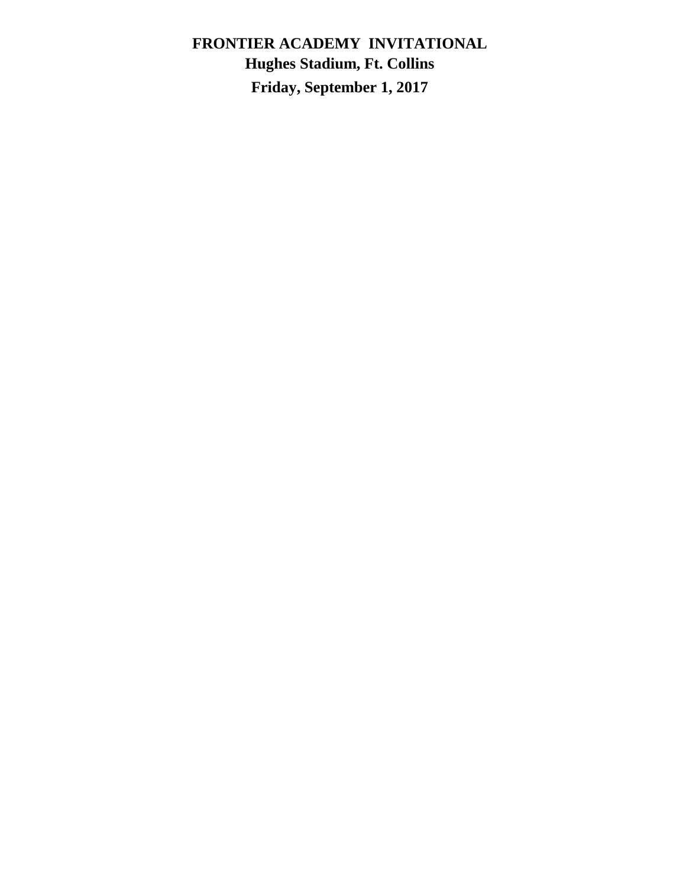**FRONTIER ACADEMY INVITATIONAL**

**Hughes Stadium, Ft. Collins**

**Friday, September 1, 2017**